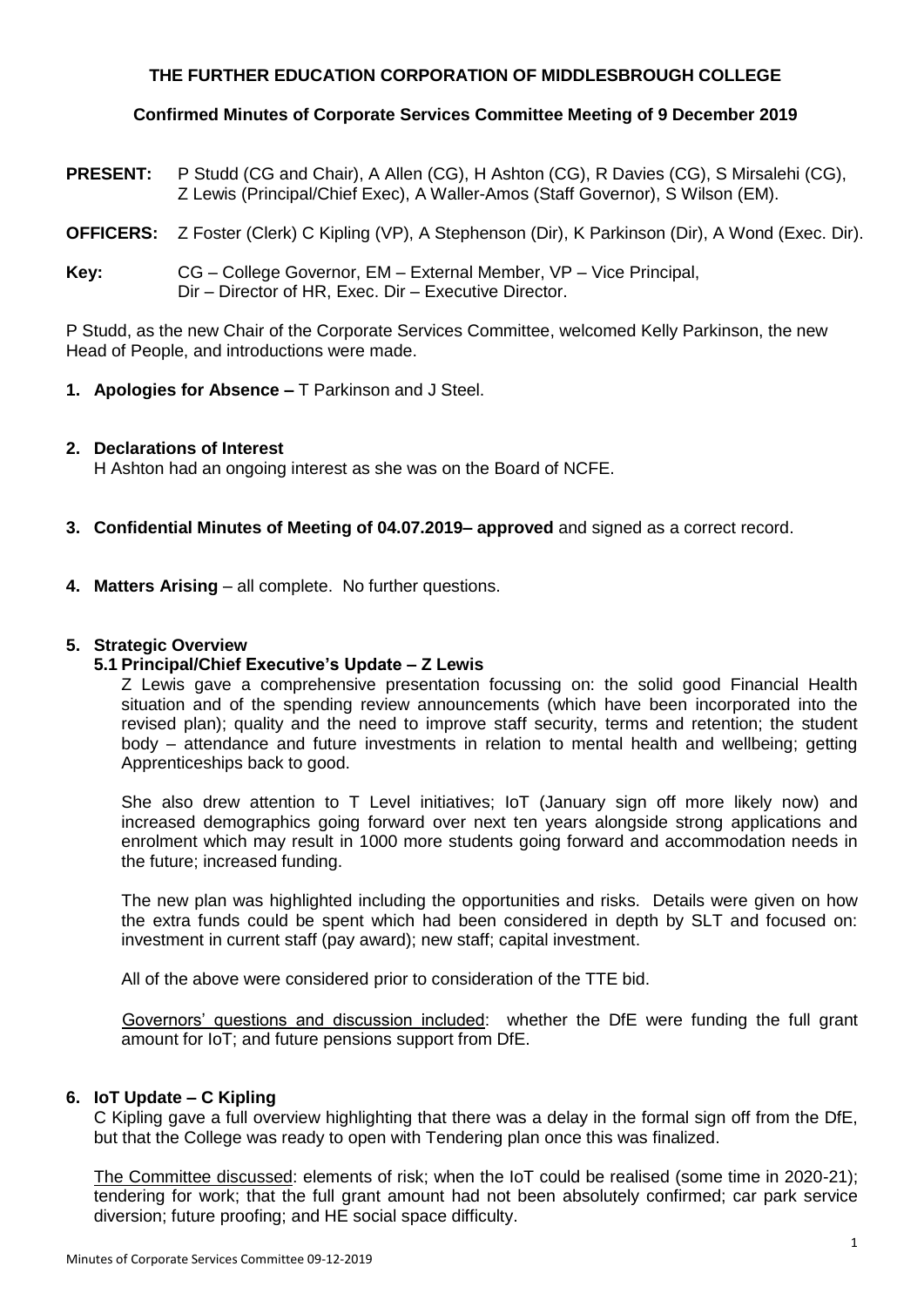**THE FURTHER EDUCATION CORPORATION OF MIDDLESBROUGH COLLEGE**

**Confirmed Minutes of Corporate Services Committee Meeting of 9 December 2019**

**PRESENT:** P Studd (CG and Chair), A Allen (CG), H Ashton (CG), R Davies (CG), S Mirsalehi (CG), Z Lewis (Principal/Chief Exec), A Waller-Amos (Staff Governor), S Wilson (EM).

**OFFICERS:** Z Foster (Clerk) C Kipling (VP), A Stephenson (Dir), K Parkinson (Dir), A Wond (Exec. Dir).

**Key:** CG – College Governor, EM – External Member, VP – Vice Principal, Dir – Director of HR, Exec. Dir – Executive Director.

P Studd, as the new Chair of the Corporate Services Committee, welcomed Kelly Parkinson, the new Head of People, and introductions were made.

1. **Apologies for Absence –** T Parkinson and J Steel.

2. **Declarations of Interest**
   H Ashton had an ongoing interest as she was on the Board of NCFE.

3. **Confidential Minutes of Meeting of 04.07.2019– approved** and signed as a correct record.

4. **Matters Arising** – all complete. No further questions.

5. **Strategic Overview**

   **5.1 Principal/Chief Executive's Update – Z Lewis**

   Z Lewis gave a comprehensive presentation focussing on: the solid good Financial Health situation and of the spending review announcements (which have been incorporated into the revised plan); quality and the need to improve staff security, terms and retention; the student body – attendance and future investments in relation to mental health and wellbeing; getting Apprenticeships back to good.

   She also drew attention to T Level initiatives; IoT (January sign off more likely now) and increased demographics going forward over next ten years alongside strong applications and enrolment which may result in 1000 more students going forward and accommodation needs in the future; increased funding.

   The new plan was highlighted including the opportunities and risks. Details were given on how the extra funds could be spent which had been considered in depth by SLT and focused on: investment in current staff (pay award); new staff; capital investment.

   All of the above were considered prior to consideration of the TTE bid.

   Governors' questions and discussion included: whether the DfE were funding the full grant amount for IoT; and future pensions support from DfE.

6. **IoT Update – C Kipling**

   C Kipling gave a full overview highlighting that there was a delay in the formal sign off from the DfE, but that the College was ready to open with Tendering plan once this was finalized.

   The Committee discussed: elements of risk; when the IoT could be realised (some time in 2020-21); tendering for work; that the full grant amount had not been absolutely confirmed; car park service diversion; future proofing; and HE social space difficulty.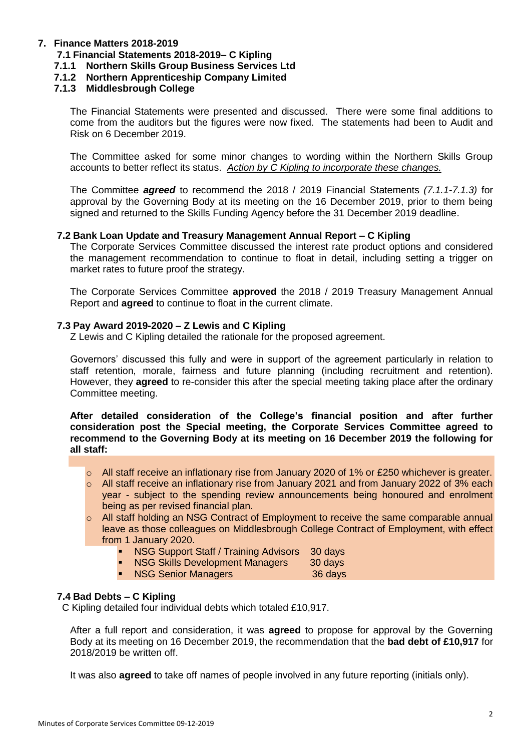## 7. Finance Matters 2018-2019

### 7.1 Financial Statements 2018-2019– C Kipling

#### 7.1.1 Northern Skills Group Business Services Ltd

#### 7.1.2 Northern Apprenticeship Company Limited

#### 7.1.3 Middlesbrough College

The Financial Statements were presented and discussed. There were some final additions to come from the auditors but the figures were now fixed. The statements had been to Audit and Risk on 6 December 2019.

The Committee asked for some minor changes to wording within the Northern Skills Group accounts to better reflect its status. *Action by C Kipling to incorporate these changes.*

The Committee ***agreed*** to recommend the 2018 / 2019 Financial Statements *(7.1.1-7.1.3)* for approval by the Governing Body at its meeting on the 16 December 2019, prior to them being signed and returned to the Skills Funding Agency before the 31 December 2019 deadline.

### 7.2 Bank Loan Update and Treasury Management Annual Report – C Kipling

The Corporate Services Committee discussed the interest rate product options and considered the management recommendation to continue to float in detail, including setting a trigger on market rates to future proof the strategy.

The Corporate Services Committee **approved** the 2018 / 2019 Treasury Management Annual Report and **agreed** to continue to float in the current climate.

### 7.3 Pay Award 2019-2020 – Z Lewis and C Kipling

Z Lewis and C Kipling detailed the rationale for the proposed agreement.

Governors' discussed this fully and were in support of the agreement particularly in relation to staff retention, morale, fairness and future planning (including recruitment and retention). However, they **agreed** to re-consider this after the special meeting taking place after the ordinary Committee meeting.

**After detailed consideration of the College's financial position and after further consideration post the Special meeting, the Corporate Services Committee agreed to recommend to the Governing Body at its meeting on 16 December 2019 the following for all staff:**

- All staff receive an inflationary rise from January 2020 of 1% or £250 whichever is greater.
- All staff receive an inflationary rise from January 2021 and from January 2022 of 3% each year - subject to the spending review announcements being honoured and enrolment being as per revised financial plan.
- All staff holding an NSG Contract of Employment to receive the same comparable annual leave as those colleagues on Middlesbrough College Contract of Employment, with effect from 1 January 2020.
  - NSG Support Staff / Training Advisors 30 days
  - NSG Skills Development Managers 30 days
  - NSG Senior Managers 36 days

### 7.4 Bad Debts – C Kipling

C Kipling detailed four individual debts which totaled £10,917.

After a full report and consideration, it was **agreed** to propose for approval by the Governing Body at its meeting on 16 December 2019, the recommendation that the **bad debt of £10,917** for 2018/2019 be written off.

It was also **agreed** to take off names of people involved in any future reporting (initials only).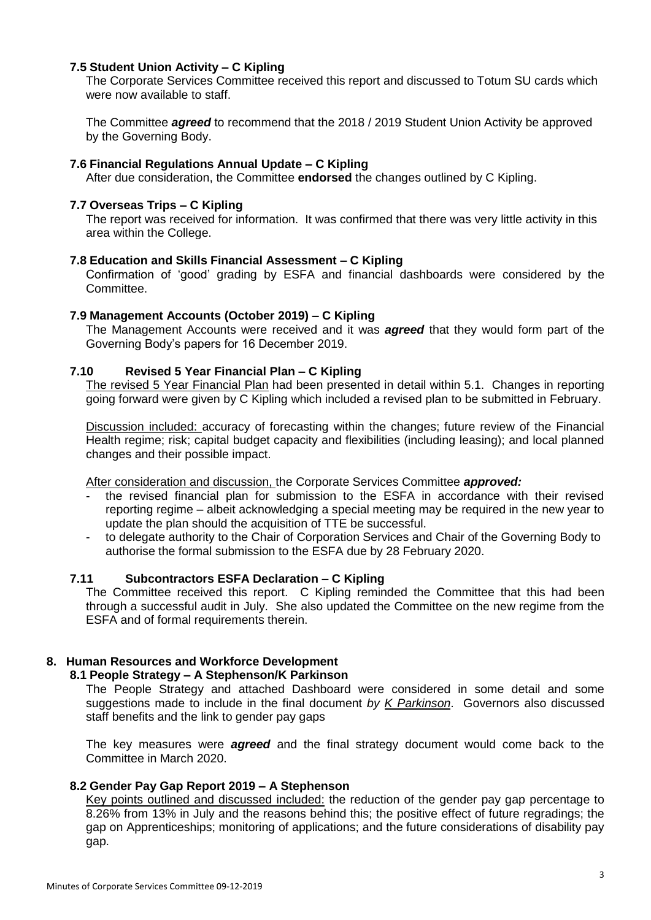### 7.5 Student Union Activity – C Kipling

The Corporate Services Committee received this report and discussed to Totum SU cards which were now available to staff.

The Committee ***agreed*** to recommend that the 2018 / 2019 Student Union Activity be approved by the Governing Body.

### 7.6 Financial Regulations Annual Update – C Kipling

After due consideration, the Committee **endorsed** the changes outlined by C Kipling.

### 7.7 Overseas Trips – C Kipling

The report was received for information. It was confirmed that there was very little activity in this area within the College.

### 7.8 Education and Skills Financial Assessment – C Kipling

Confirmation of 'good' grading by ESFA and financial dashboards were considered by the Committee.

### 7.9 Management Accounts (October 2019) – C Kipling

The Management Accounts were received and it was ***agreed*** that they would form part of the Governing Body's papers for 16 December 2019.

### 7.10 Revised 5 Year Financial Plan – C Kipling

<u>The revised 5 Year Financial Plan</u> had been presented in detail within 5.1. Changes in reporting going forward were given by C Kipling which included a revised plan to be submitted in February.

<u>Discussion included:</u> accuracy of forecasting within the changes; future review of the Financial Health regime; risk; capital budget capacity and flexibilities (including leasing); and local planned changes and their possible impact.

<u>After consideration and discussion,</u> the Corporate Services Committee ***approved:***

- the revised financial plan for submission to the ESFA in accordance with their revised reporting regime – albeit acknowledging a special meeting may be required in the new year to update the plan should the acquisition of TTE be successful.
- to delegate authority to the Chair of Corporation Services and Chair of the Governing Body to authorise the formal submission to the ESFA due by 28 February 2020.

### 7.11 Subcontractors ESFA Declaration – C Kipling

The Committee received this report. C Kipling reminded the Committee that this had been through a successful audit in July. She also updated the Committee on the new regime from the ESFA and of formal requirements therein.

## 8. Human Resources and Workforce Development

### 8.1 People Strategy – A Stephenson/K Parkinson

The People Strategy and attached Dashboard were considered in some detail and some suggestions made to include in the final document *by <u>K Parkinson</u>*. Governors also discussed staff benefits and the link to gender pay gaps

The key measures were ***agreed*** and the final strategy document would come back to the Committee in March 2020.

### 8.2 Gender Pay Gap Report 2019 – A Stephenson

<u>Key points outlined and discussed included:</u> the reduction of the gender pay gap percentage to 8.26% from 13% in July and the reasons behind this; the positive effect of future regradings; the gap on Apprenticeships; monitoring of applications; and the future considerations of disability pay gap.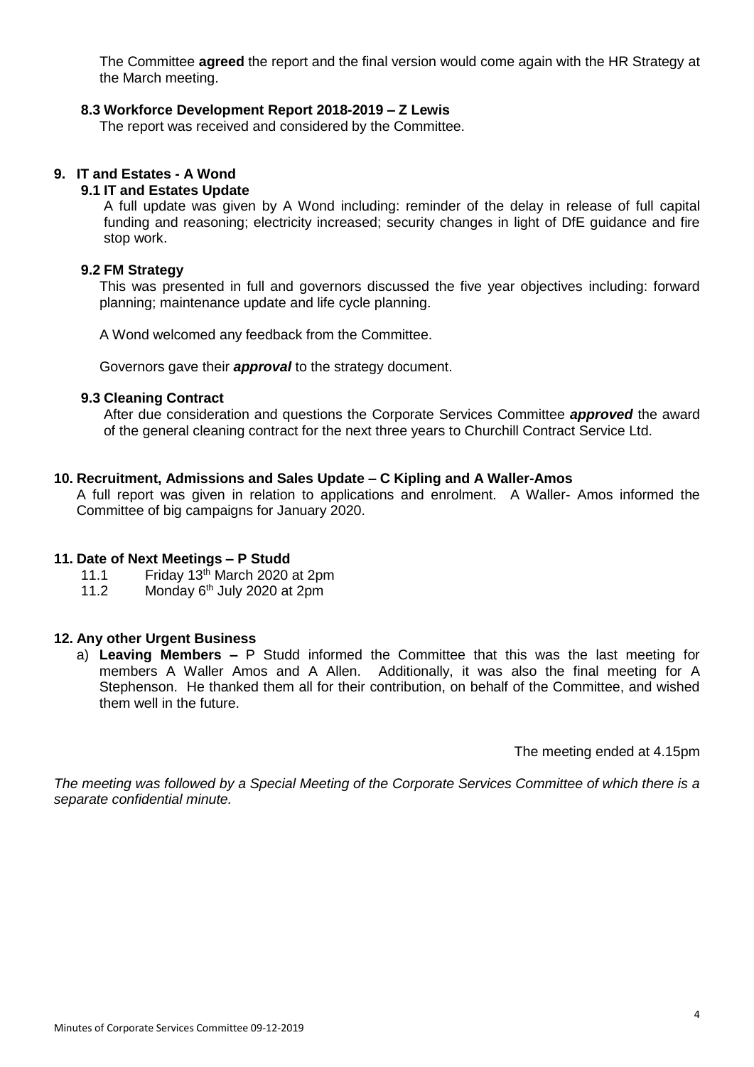The Committee **agreed** the report and the final version would come again with the HR Strategy at the March meeting.

### 8.3 Workforce Development Report 2018-2019 – Z Lewis

The report was received and considered by the Committee.

## 9. IT and Estates - A Wond

### 9.1 IT and Estates Update

A full update was given by A Wond including: reminder of the delay in release of full capital funding and reasoning; electricity increased; security changes in light of DfE guidance and fire stop work.

### 9.2 FM Strategy

This was presented in full and governors discussed the five year objectives including: forward planning; maintenance update and life cycle planning.

A Wond welcomed any feedback from the Committee.

Governors gave their ***approval*** to the strategy document.

### 9.3 Cleaning Contract

After due consideration and questions the Corporate Services Committee ***approved*** the award of the general cleaning contract for the next three years to Churchill Contract Service Ltd.

## 10. Recruitment, Admissions and Sales Update – C Kipling and A Waller-Amos

A full report was given in relation to applications and enrolment. A Waller- Amos informed the Committee of big campaigns for January 2020.

## 11. Date of Next Meetings – P Studd

11.1 Friday 13th March 2020 at 2pm

11.2 Monday 6th July 2020 at 2pm

## 12. Any other Urgent Business

a) **Leaving Members –** P Studd informed the Committee that this was the last meeting for members A Waller Amos and A Allen. Additionally, it was also the final meeting for A Stephenson. He thanked them all for their contribution, on behalf of the Committee, and wished them well in the future.

The meeting ended at 4.15pm

*The meeting was followed by a Special Meeting of the Corporate Services Committee of which there is a separate confidential minute.*